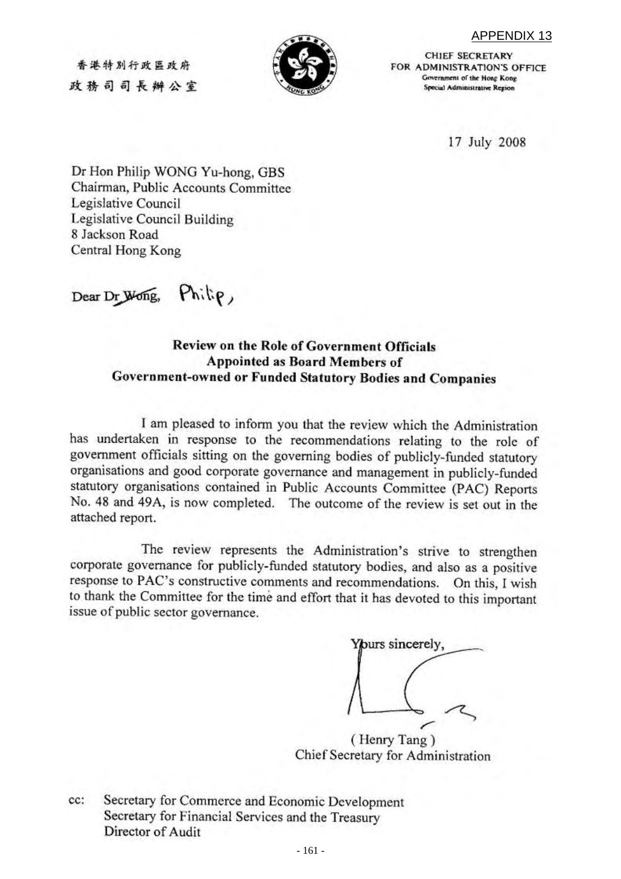APPENDIX 13

香港特別行政區政府
政務司司長辦公室

CHIEF SECRETARY
FOR ADMINISTRATION'S OFFICE
Government of the Hong Kong
Special Administrative Region

17 July 2008

Dr Hon Philip WONG Yu-hong, GBS
Chairman, Public Accounts Committee
Legislative Council
Legislative Council Building
8 Jackson Road
Central Hong Kong

Dear ~~Dr Wong~~, Philip,

**Review on the Role of Government Officials Appointed as Board Members of Government-owned or Funded Statutory Bodies and Companies**

I am pleased to inform you that the review which the Administration has undertaken in response to the recommendations relating to the role of government officials sitting on the governing bodies of publicly-funded statutory organisations and good corporate governance and management in publicly-funded statutory organisations contained in Public Accounts Committee (PAC) Reports No. 48 and 49A, is now completed. The outcome of the review is set out in the attached report.

The review represents the Administration's strive to strengthen corporate governance for publicly-funded statutory bodies, and also as a positive response to PAC's constructive comments and recommendations. On this, I wish to thank the Committee for the time and effort that it has devoted to this important issue of public sector governance.

Yours sincerely,

( Henry Tang )
Chief Secretary for Administration

cc: Secretary for Commerce and Economic Development
Secretary for Financial Services and the Treasury
Director of Audit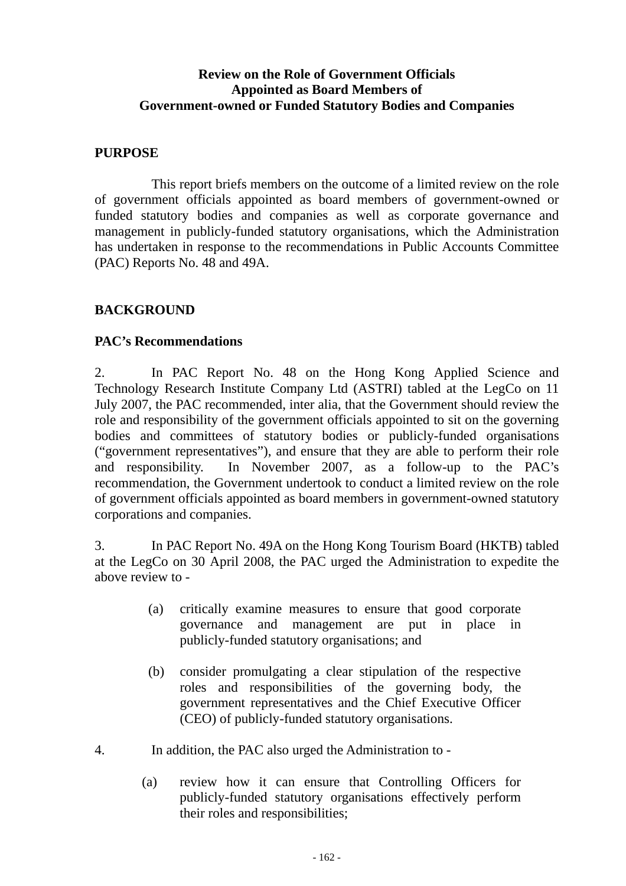**Review on the Role of Government Officials Appointed as Board Members of Government-owned or Funded Statutory Bodies and Companies**

## PURPOSE

This report briefs members on the outcome of a limited review on the role of government officials appointed as board members of government-owned or funded statutory bodies and companies as well as corporate governance and management in publicly-funded statutory organisations, which the Administration has undertaken in response to the recommendations in Public Accounts Committee (PAC) Reports No. 48 and 49A.

## BACKGROUND

### PAC's Recommendations

2. In PAC Report No. 48 on the Hong Kong Applied Science and Technology Research Institute Company Ltd (ASTRI) tabled at the LegCo on 11 July 2007, the PAC recommended, inter alia, that the Government should review the role and responsibility of the government officials appointed to sit on the governing bodies and committees of statutory bodies or publicly-funded organisations ("government representatives"), and ensure that they are able to perform their role and responsibility. In November 2007, as a follow-up to the PAC's recommendation, the Government undertook to conduct a limited review on the role of government officials appointed as board members in government-owned statutory corporations and companies.

3. In PAC Report No. 49A on the Hong Kong Tourism Board (HKTB) tabled at the LegCo on 30 April 2008, the PAC urged the Administration to expedite the above review to -

(a) critically examine measures to ensure that good corporate governance and management are put in place in publicly-funded statutory organisations; and

(b) consider promulgating a clear stipulation of the respective roles and responsibilities of the governing body, the government representatives and the Chief Executive Officer (CEO) of publicly-funded statutory organisations.

4. In addition, the PAC also urged the Administration to -

(a) review how it can ensure that Controlling Officers for publicly-funded statutory organisations effectively perform their roles and responsibilities;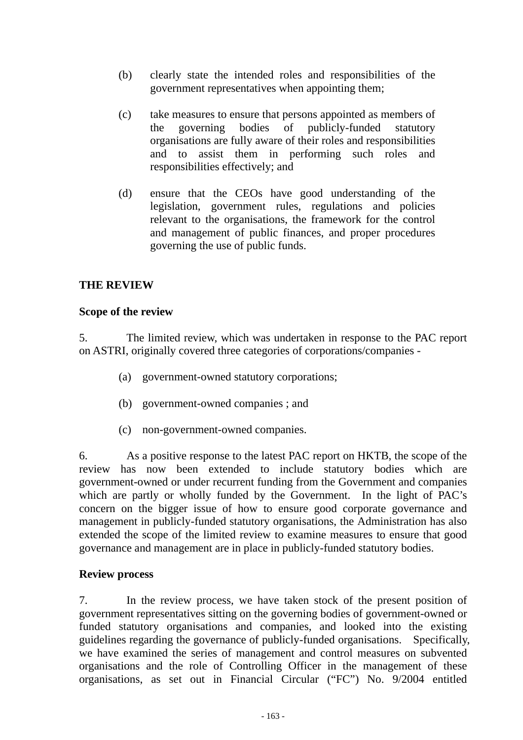(b) clearly state the intended roles and responsibilities of the government representatives when appointing them;

(c) take measures to ensure that persons appointed as members of the governing bodies of publicly-funded statutory organisations are fully aware of their roles and responsibilities and to assist them in performing such roles and responsibilities effectively; and

(d) ensure that the CEOs have good understanding of the legislation, government rules, regulations and policies relevant to the organisations, the framework for the control and management of public finances, and proper procedures governing the use of public funds.

## THE REVIEW

### Scope of the review

5. The limited review, which was undertaken in response to the PAC report on ASTRI, originally covered three categories of corporations/companies -

(a) government-owned statutory corporations;

(b) government-owned companies ; and

(c) non-government-owned companies.

6. As a positive response to the latest PAC report on HKTB, the scope of the review has now been extended to include statutory bodies which are government-owned or under recurrent funding from the Government and companies which are partly or wholly funded by the Government. In the light of PAC's concern on the bigger issue of how to ensure good corporate governance and management in publicly-funded statutory organisations, the Administration has also extended the scope of the limited review to examine measures to ensure that good governance and management are in place in publicly-funded statutory bodies.

### Review process

7. In the review process, we have taken stock of the present position of government representatives sitting on the governing bodies of government-owned or funded statutory organisations and companies, and looked into the existing guidelines regarding the governance of publicly-funded organisations. Specifically, we have examined the series of management and control measures on subvented organisations and the role of Controlling Officer in the management of these organisations, as set out in Financial Circular ("FC") No. 9/2004 entitled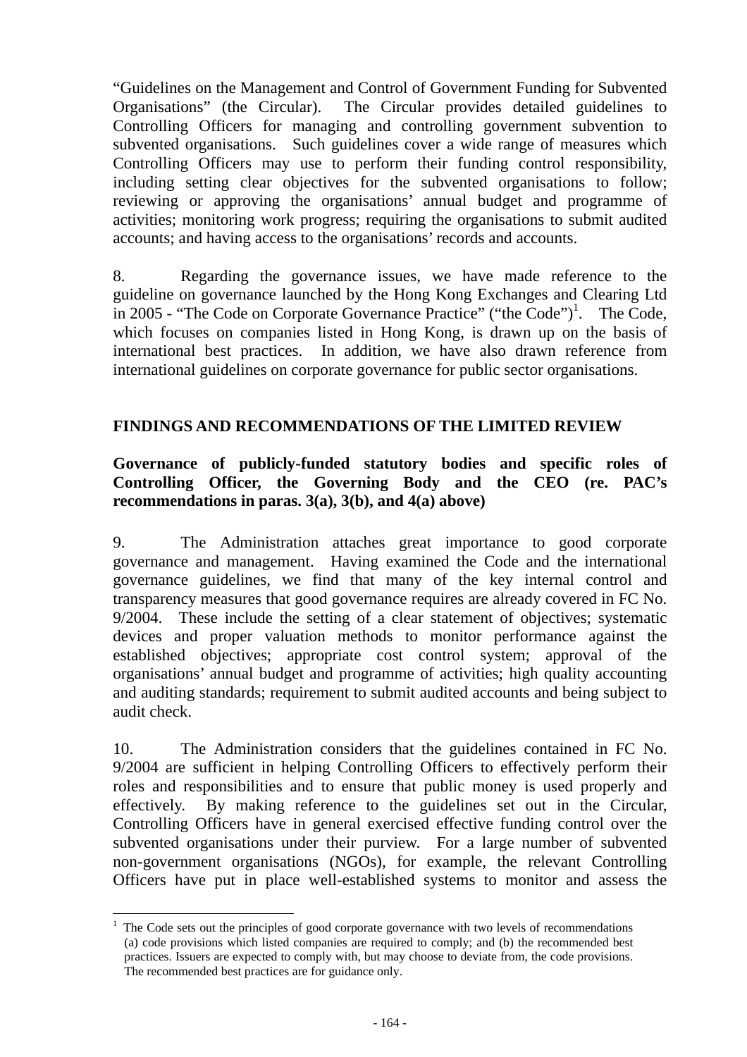"Guidelines on the Management and Control of Government Funding for Subvented Organisations" (the Circular). The Circular provides detailed guidelines to Controlling Officers for managing and controlling government subvention to subvented organisations. Such guidelines cover a wide range of measures which Controlling Officers may use to perform their funding control responsibility, including setting clear objectives for the subvented organisations to follow; reviewing or approving the organisations' annual budget and programme of activities; monitoring work progress; requiring the organisations to submit audited accounts; and having access to the organisations' records and accounts.

8. Regarding the governance issues, we have made reference to the guideline on governance launched by the Hong Kong Exchanges and Clearing Ltd in 2005 - "The Code on Corporate Governance Practice" ("the Code")[1]. The Code, which focuses on companies listed in Hong Kong, is drawn up on the basis of international best practices. In addition, we have also drawn reference from international guidelines on corporate governance for public sector organisations.

## FINDINGS AND RECOMMENDATIONS OF THE LIMITED REVIEW

### Governance of publicly-funded statutory bodies and specific roles of Controlling Officer, the Governing Body and the CEO (re. PAC's recommendations in paras. 3(a), 3(b), and 4(a) above)

9. The Administration attaches great importance to good corporate governance and management. Having examined the Code and the international governance guidelines, we find that many of the key internal control and transparency measures that good governance requires are already covered in FC No. 9/2004. These include the setting of a clear statement of objectives; systematic devices and proper valuation methods to monitor performance against the established objectives; appropriate cost control system; approval of the organisations' annual budget and programme of activities; high quality accounting and auditing standards; requirement to submit audited accounts and being subject to audit check.

10. The Administration considers that the guidelines contained in FC No. 9/2004 are sufficient in helping Controlling Officers to effectively perform their roles and responsibilities and to ensure that public money is used properly and effectively. By making reference to the guidelines set out in the Circular, Controlling Officers have in general exercised effective funding control over the subvented organisations under their purview. For a large number of subvented non-government organisations (NGOs), for example, the relevant Controlling Officers have put in place well-established systems to monitor and assess the

---

[1] The Code sets out the principles of good corporate governance with two levels of recommendations (a) code provisions which listed companies are required to comply; and (b) the recommended best practices. Issuers are expected to comply with, but may choose to deviate from, the code provisions. The recommended best practices are for guidance only.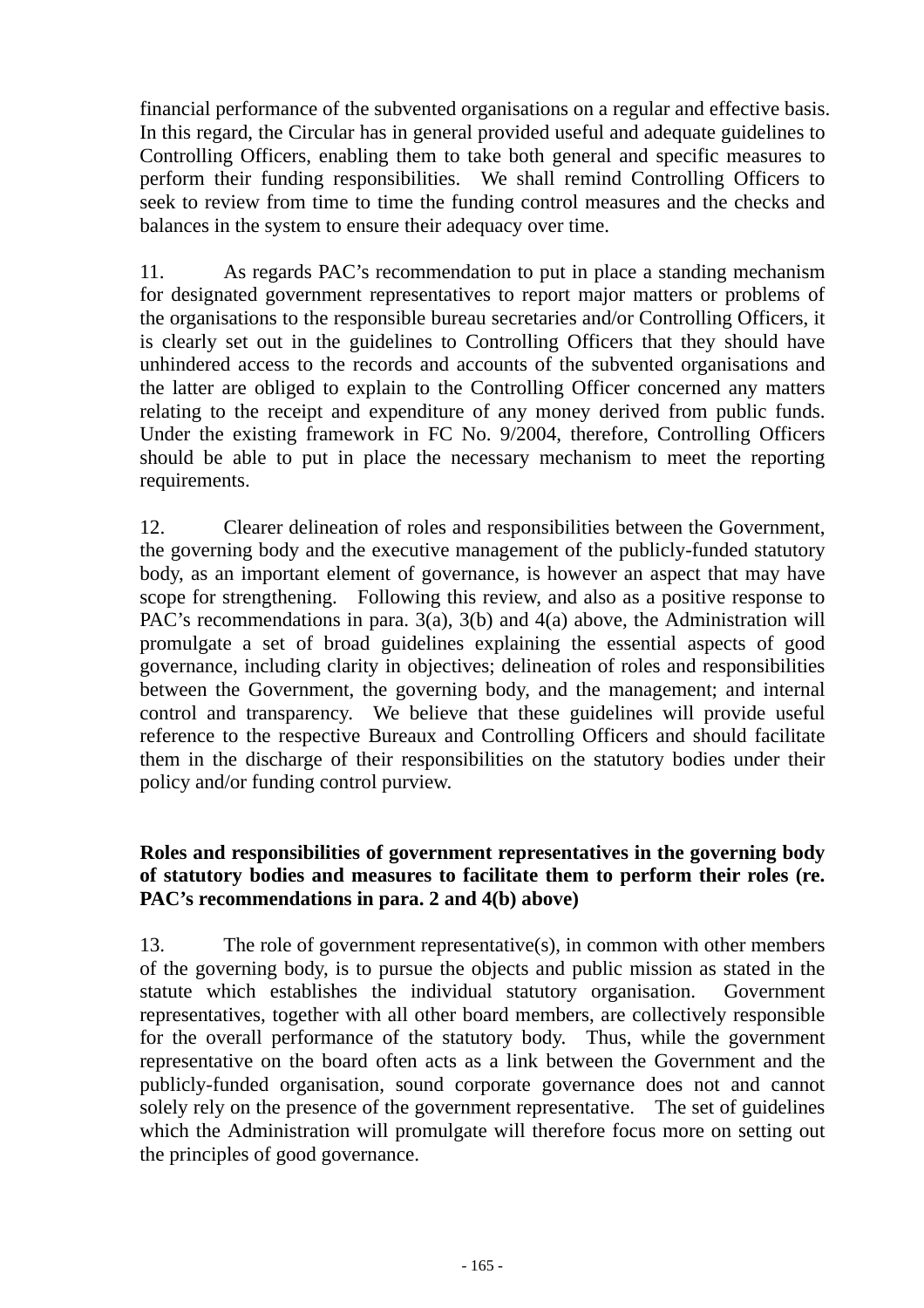financial performance of the subvented organisations on a regular and effective basis. In this regard, the Circular has in general provided useful and adequate guidelines to Controlling Officers, enabling them to take both general and specific measures to perform their funding responsibilities. We shall remind Controlling Officers to seek to review from time to time the funding control measures and the checks and balances in the system to ensure their adequacy over time.

11. As regards PAC's recommendation to put in place a standing mechanism for designated government representatives to report major matters or problems of the organisations to the responsible bureau secretaries and/or Controlling Officers, it is clearly set out in the guidelines to Controlling Officers that they should have unhindered access to the records and accounts of the subvented organisations and the latter are obliged to explain to the Controlling Officer concerned any matters relating to the receipt and expenditure of any money derived from public funds. Under the existing framework in FC No. 9/2004, therefore, Controlling Officers should be able to put in place the necessary mechanism to meet the reporting requirements.

12. Clearer delineation of roles and responsibilities between the Government, the governing body and the executive management of the publicly-funded statutory body, as an important element of governance, is however an aspect that may have scope for strengthening. Following this review, and also as a positive response to PAC's recommendations in para. 3(a), 3(b) and 4(a) above, the Administration will promulgate a set of broad guidelines explaining the essential aspects of good governance, including clarity in objectives; delineation of roles and responsibilities between the Government, the governing body, and the management; and internal control and transparency. We believe that these guidelines will provide useful reference to the respective Bureaux and Controlling Officers and should facilitate them in the discharge of their responsibilities on the statutory bodies under their policy and/or funding control purview.

**Roles and responsibilities of government representatives in the governing body of statutory bodies and measures to facilitate them to perform their roles (re. PAC's recommendations in para. 2 and 4(b) above)**

13. The role of government representative(s), in common with other members of the governing body, is to pursue the objects and public mission as stated in the statute which establishes the individual statutory organisation. Government representatives, together with all other board members, are collectively responsible for the overall performance of the statutory body. Thus, while the government representative on the board often acts as a link between the Government and the publicly-funded organisation, sound corporate governance does not and cannot solely rely on the presence of the government representative. The set of guidelines which the Administration will promulgate will therefore focus more on setting out the principles of good governance.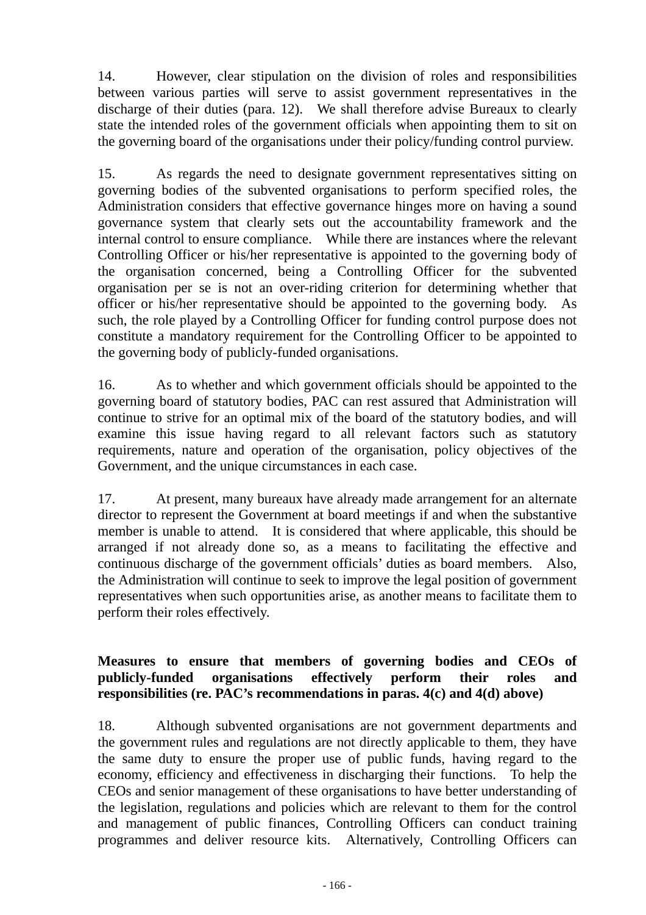14. However, clear stipulation on the division of roles and responsibilities between various parties will serve to assist government representatives in the discharge of their duties (para. 12). We shall therefore advise Bureaux to clearly state the intended roles of the government officials when appointing them to sit on the governing board of the organisations under their policy/funding control purview.

15. As regards the need to designate government representatives sitting on governing bodies of the subvented organisations to perform specified roles, the Administration considers that effective governance hinges more on having a sound governance system that clearly sets out the accountability framework and the internal control to ensure compliance. While there are instances where the relevant Controlling Officer or his/her representative is appointed to the governing body of the organisation concerned, being a Controlling Officer for the subvented organisation per se is not an over-riding criterion for determining whether that officer or his/her representative should be appointed to the governing body. As such, the role played by a Controlling Officer for funding control purpose does not constitute a mandatory requirement for the Controlling Officer to be appointed to the governing body of publicly-funded organisations.

16. As to whether and which government officials should be appointed to the governing board of statutory bodies, PAC can rest assured that Administration will continue to strive for an optimal mix of the board of the statutory bodies, and will examine this issue having regard to all relevant factors such as statutory requirements, nature and operation of the organisation, policy objectives of the Government, and the unique circumstances in each case.

17. At present, many bureaux have already made arrangement for an alternate director to represent the Government at board meetings if and when the substantive member is unable to attend. It is considered that where applicable, this should be arranged if not already done so, as a means to facilitating the effective and continuous discharge of the government officials' duties as board members. Also, the Administration will continue to seek to improve the legal position of government representatives when such opportunities arise, as another means to facilitate them to perform their roles effectively.

**Measures to ensure that members of governing bodies and CEOs of publicly-funded organisations effectively perform their roles and responsibilities (re. PAC's recommendations in paras. 4(c) and 4(d) above)**

18. Although subvented organisations are not government departments and the government rules and regulations are not directly applicable to them, they have the same duty to ensure the proper use of public funds, having regard to the economy, efficiency and effectiveness in discharging their functions. To help the CEOs and senior management of these organisations to have better understanding of the legislation, regulations and policies which are relevant to them for the control and management of public finances, Controlling Officers can conduct training programmes and deliver resource kits. Alternatively, Controlling Officers can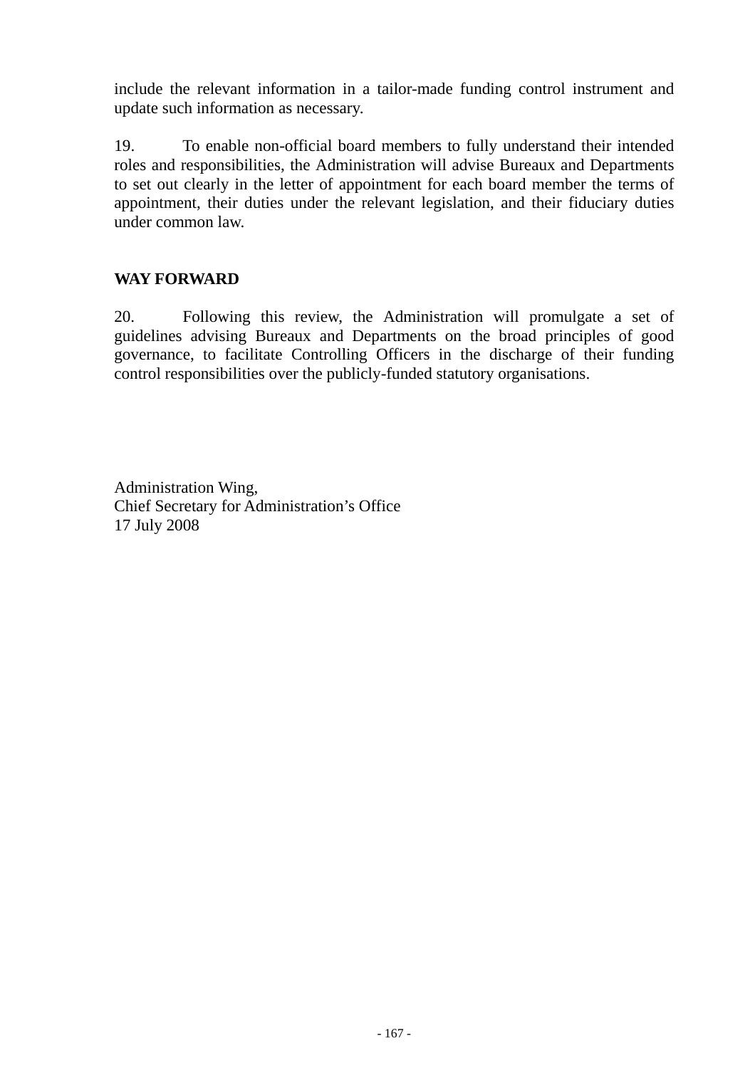include the relevant information in a tailor-made funding control instrument and update such information as necessary.

19. To enable non-official board members to fully understand their intended roles and responsibilities, the Administration will advise Bureaux and Departments to set out clearly in the letter of appointment for each board member the terms of appointment, their duties under the relevant legislation, and their fiduciary duties under common law.

## WAY FORWARD

20. Following this review, the Administration will promulgate a set of guidelines advising Bureaux and Departments on the broad principles of good governance, to facilitate Controlling Officers in the discharge of their funding control responsibilities over the publicly-funded statutory organisations.

Administration Wing,
Chief Secretary for Administration's Office
17 July 2008